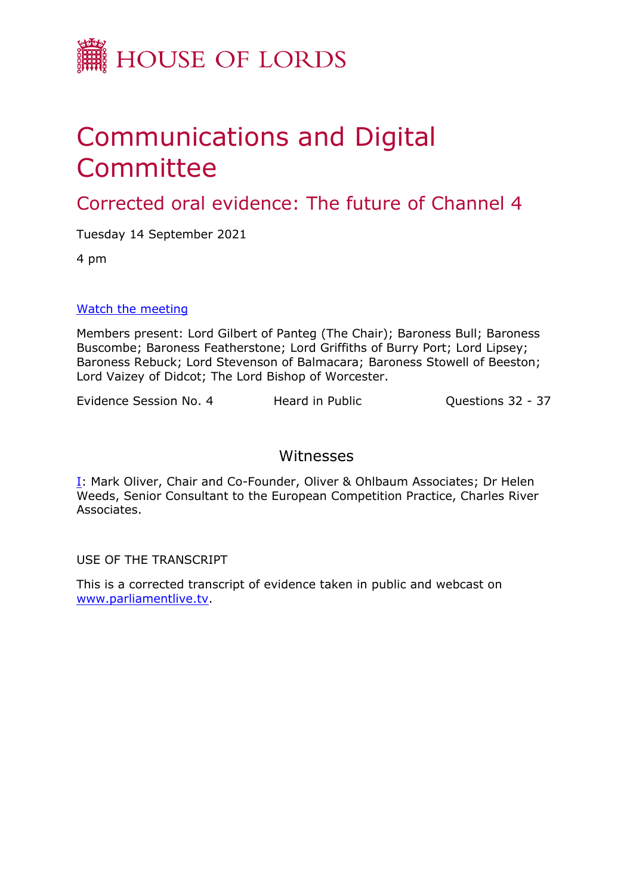HOUSE OF LORDS

# Communications and Digital Committee

## Corrected oral evidence: The future of Channel 4

Tuesday 14 September 2021

4 pm

[Watch the meeting](#)

Members present: Lord Gilbert of Panteg (The Chair); Baroness Bull; Baroness Buscombe; Baroness Featherstone; Lord Griffiths of Burry Port; Lord Lipsey; Baroness Rebuck; Lord Stevenson of Balmacara; Baroness Stowell of Beeston; Lord Vaizey of Didcot; The Lord Bishop of Worcester.

Evidence Session No. 4 | Heard in Public | Questions 32 - 37

### Witnesses

I: Mark Oliver, Chair and Co-Founder, Oliver & Ohlbaum Associates; Dr Helen Weeds, Senior Consultant to the European Competition Practice, Charles River Associates.

USE OF THE TRANSCRIPT

This is a corrected transcript of evidence taken in public and webcast on www.parliamentlive.tv.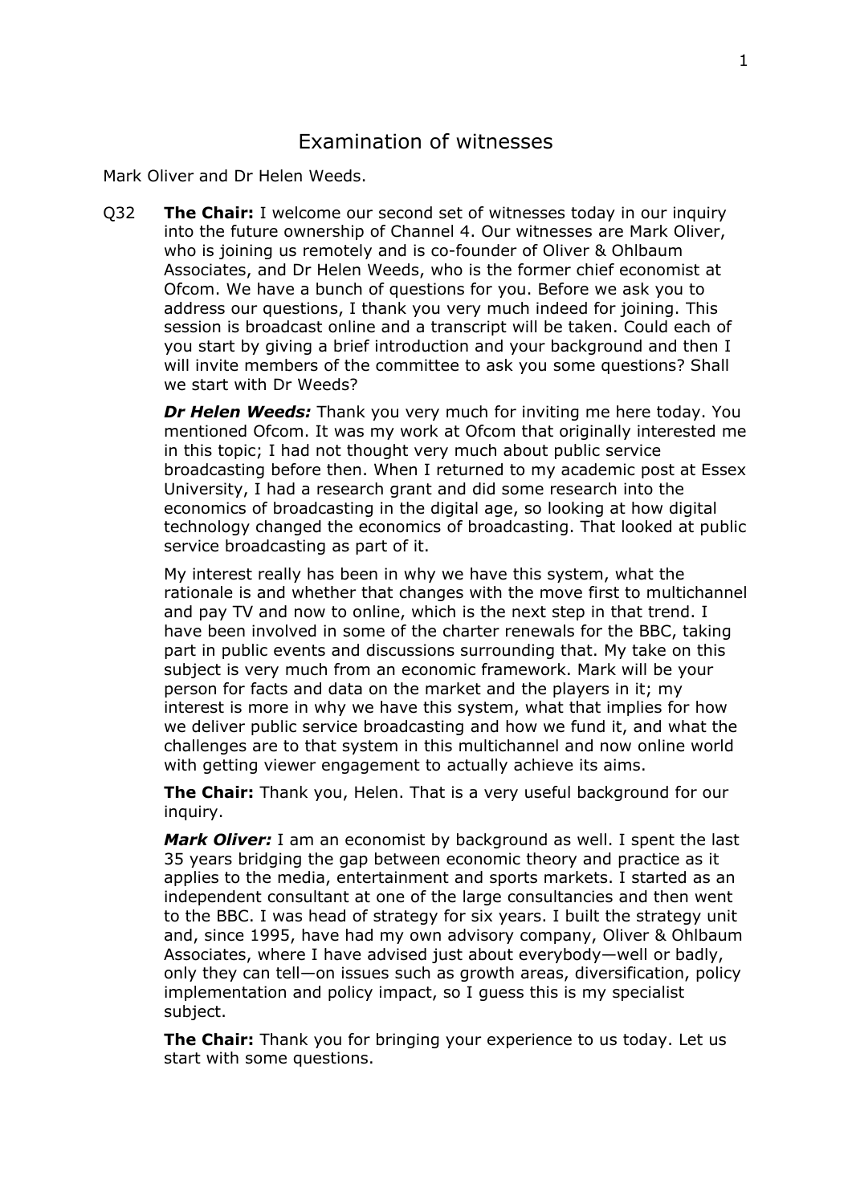# Examination of witnesses

Mark Oliver and Dr Helen Weeds.

Q32 **The Chair:** I welcome our second set of witnesses today in our inquiry into the future ownership of Channel 4. Our witnesses are Mark Oliver, who is joining us remotely and is co-founder of Oliver & Ohlbaum Associates, and Dr Helen Weeds, who is the former chief economist at Ofcom. We have a bunch of questions for you. Before we ask you to address our questions, I thank you very much indeed for joining. This session is broadcast online and a transcript will be taken. Could each of you start by giving a brief introduction and your background and then I will invite members of the committee to ask you some questions? Shall we start with Dr Weeds?

***Dr Helen Weeds:*** Thank you very much for inviting me here today. You mentioned Ofcom. It was my work at Ofcom that originally interested me in this topic; I had not thought very much about public service broadcasting before then. When I returned to my academic post at Essex University, I had a research grant and did some research into the economics of broadcasting in the digital age, so looking at how digital technology changed the economics of broadcasting. That looked at public service broadcasting as part of it.

My interest really has been in why we have this system, what the rationale is and whether that changes with the move first to multichannel and pay TV and now to online, which is the next step in that trend. I have been involved in some of the charter renewals for the BBC, taking part in public events and discussions surrounding that. My take on this subject is very much from an economic framework. Mark will be your person for facts and data on the market and the players in it; my interest is more in why we have this system, what that implies for how we deliver public service broadcasting and how we fund it, and what the challenges are to that system in this multichannel and now online world with getting viewer engagement to actually achieve its aims.

**The Chair:** Thank you, Helen. That is a very useful background for our inquiry.

***Mark Oliver:*** I am an economist by background as well. I spent the last 35 years bridging the gap between economic theory and practice as it applies to the media, entertainment and sports markets. I started as an independent consultant at one of the large consultancies and then went to the BBC. I was head of strategy for six years. I built the strategy unit and, since 1995, have had my own advisory company, Oliver & Ohlbaum Associates, where I have advised just about everybody—well or badly, only they can tell—on issues such as growth areas, diversification, policy implementation and policy impact, so I guess this is my specialist subject.

**The Chair:** Thank you for bringing your experience to us today. Let us start with some questions.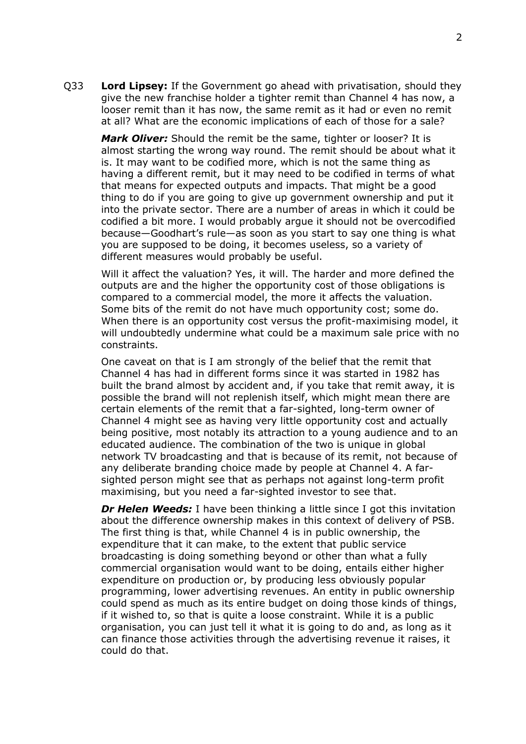Q33 **Lord Lipsey:** If the Government go ahead with privatisation, should they give the new franchise holder a tighter remit than Channel 4 has now, a looser remit than it has now, the same remit as it had or even no remit at all? What are the economic implications of each of those for a sale?

***Mark Oliver:*** Should the remit be the same, tighter or looser? It is almost starting the wrong way round. The remit should be about what it is. It may want to be codified more, which is not the same thing as having a different remit, but it may need to be codified in terms of what that means for expected outputs and impacts. That might be a good thing to do if you are going to give up government ownership and put it into the private sector. There are a number of areas in which it could be codified a bit more. I would probably argue it should not be overcodified because—Goodhart's rule—as soon as you start to say one thing is what you are supposed to be doing, it becomes useless, so a variety of different measures would probably be useful.

Will it affect the valuation? Yes, it will. The harder and more defined the outputs are and the higher the opportunity cost of those obligations is compared to a commercial model, the more it affects the valuation. Some bits of the remit do not have much opportunity cost; some do. When there is an opportunity cost versus the profit-maximising model, it will undoubtedly undermine what could be a maximum sale price with no constraints.

One caveat on that is I am strongly of the belief that the remit that Channel 4 has had in different forms since it was started in 1982 has built the brand almost by accident and, if you take that remit away, it is possible the brand will not replenish itself, which might mean there are certain elements of the remit that a far-sighted, long-term owner of Channel 4 might see as having very little opportunity cost and actually being positive, most notably its attraction to a young audience and to an educated audience. The combination of the two is unique in global network TV broadcasting and that is because of its remit, not because of any deliberate branding choice made by people at Channel 4. A far-sighted person might see that as perhaps not against long-term profit maximising, but you need a far-sighted investor to see that.

***Dr Helen Weeds:*** I have been thinking a little since I got this invitation about the difference ownership makes in this context of delivery of PSB. The first thing is that, while Channel 4 is in public ownership, the expenditure that it can make, to the extent that public service broadcasting is doing something beyond or other than what a fully commercial organisation would want to be doing, entails either higher expenditure on production or, by producing less obviously popular programming, lower advertising revenues. An entity in public ownership could spend as much as its entire budget on doing those kinds of things, if it wished to, so that is quite a loose constraint. While it is a public organisation, you can just tell it what it is going to do and, as long as it can finance those activities through the advertising revenue it raises, it could do that.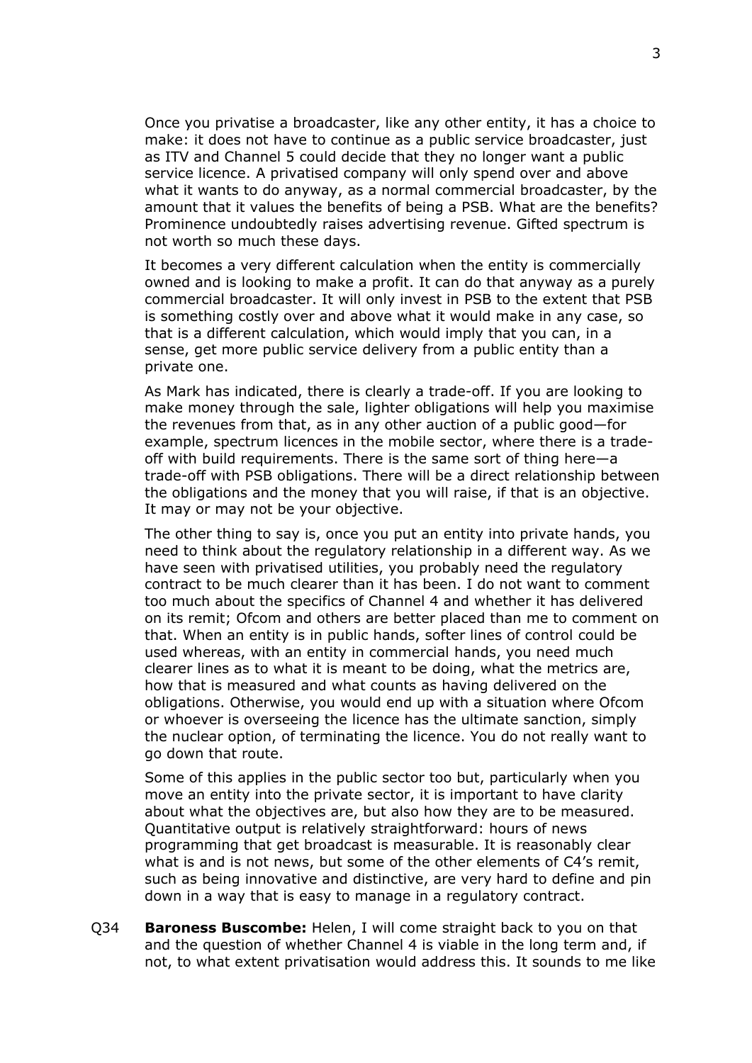Once you privatise a broadcaster, like any other entity, it has a choice to make: it does not have to continue as a public service broadcaster, just as ITV and Channel 5 could decide that they no longer want a public service licence. A privatised company will only spend over and above what it wants to do anyway, as a normal commercial broadcaster, by the amount that it values the benefits of being a PSB. What are the benefits? Prominence undoubtedly raises advertising revenue. Gifted spectrum is not worth so much these days.

It becomes a very different calculation when the entity is commercially owned and is looking to make a profit. It can do that anyway as a purely commercial broadcaster. It will only invest in PSB to the extent that PSB is something costly over and above what it would make in any case, so that is a different calculation, which would imply that you can, in a sense, get more public service delivery from a public entity than a private one.

As Mark has indicated, there is clearly a trade-off. If you are looking to make money through the sale, lighter obligations will help you maximise the revenues from that, as in any other auction of a public good—for example, spectrum licences in the mobile sector, where there is a trade-off with build requirements. There is the same sort of thing here—a trade-off with PSB obligations. There will be a direct relationship between the obligations and the money that you will raise, if that is an objective. It may or may not be your objective.

The other thing to say is, once you put an entity into private hands, you need to think about the regulatory relationship in a different way. As we have seen with privatised utilities, you probably need the regulatory contract to be much clearer than it has been. I do not want to comment too much about the specifics of Channel 4 and whether it has delivered on its remit; Ofcom and others are better placed than me to comment on that. When an entity is in public hands, softer lines of control could be used whereas, with an entity in commercial hands, you need much clearer lines as to what it is meant to be doing, what the metrics are, how that is measured and what counts as having delivered on the obligations. Otherwise, you would end up with a situation where Ofcom or whoever is overseeing the licence has the ultimate sanction, simply the nuclear option, of terminating the licence. You do not really want to go down that route.

Some of this applies in the public sector too but, particularly when you move an entity into the private sector, it is important to have clarity about what the objectives are, but also how they are to be measured. Quantitative output is relatively straightforward: hours of news programming that get broadcast is measurable. It is reasonably clear what is and is not news, but some of the other elements of C4's remit, such as being innovative and distinctive, are very hard to define and pin down in a way that is easy to manage in a regulatory contract.

Q34 **Baroness Buscombe:** Helen, I will come straight back to you on that and the question of whether Channel 4 is viable in the long term and, if not, to what extent privatisation would address this. It sounds to me like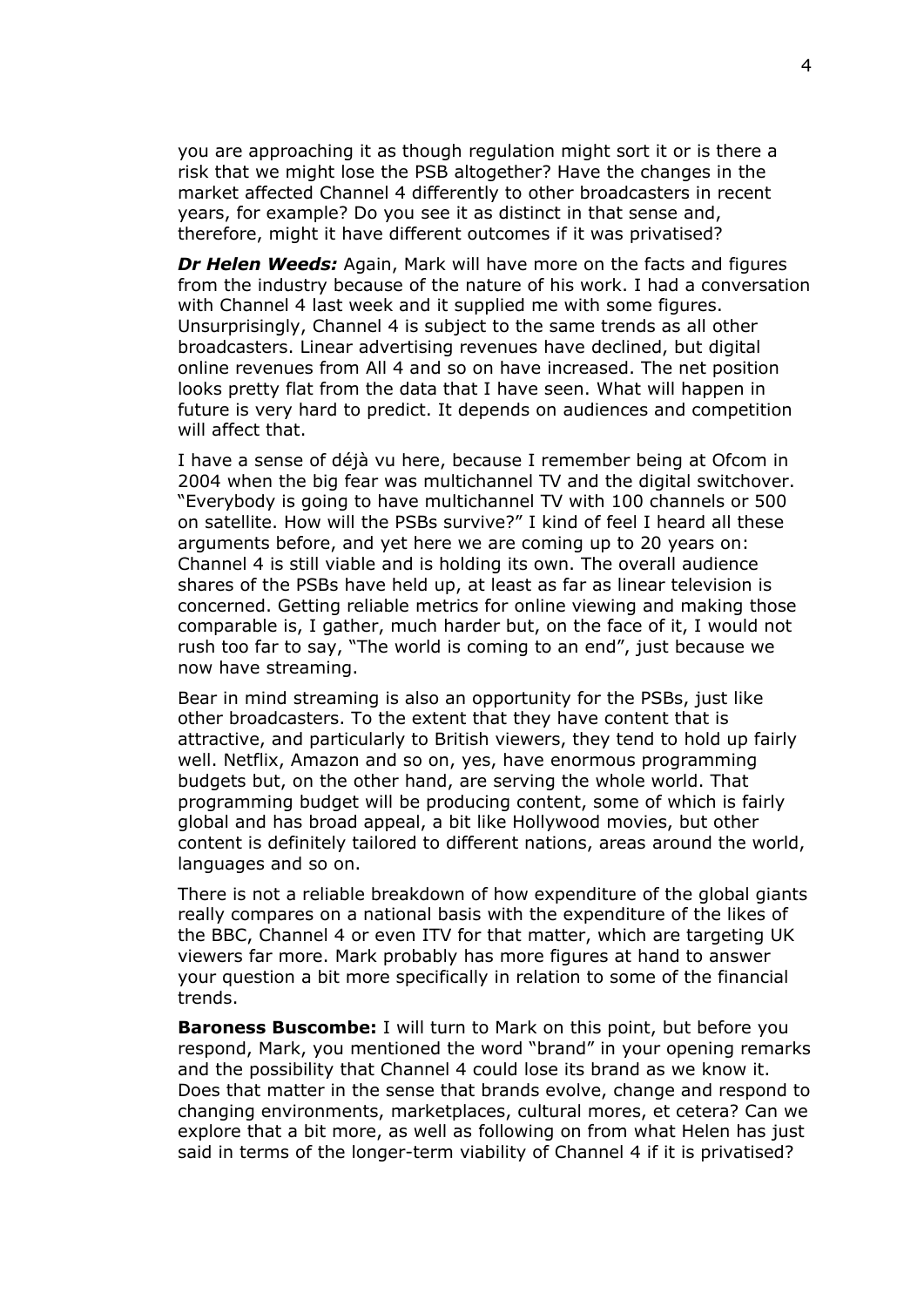you are approaching it as though regulation might sort it or is there a risk that we might lose the PSB altogether? Have the changes in the market affected Channel 4 differently to other broadcasters in recent years, for example? Do you see it as distinct in that sense and, therefore, might it have different outcomes if it was privatised?

***Dr Helen Weeds:*** Again, Mark will have more on the facts and figures from the industry because of the nature of his work. I had a conversation with Channel 4 last week and it supplied me with some figures. Unsurprisingly, Channel 4 is subject to the same trends as all other broadcasters. Linear advertising revenues have declined, but digital online revenues from All 4 and so on have increased. The net position looks pretty flat from the data that I have seen. What will happen in future is very hard to predict. It depends on audiences and competition will affect that.

I have a sense of déjà vu here, because I remember being at Ofcom in 2004 when the big fear was multichannel TV and the digital switchover. "Everybody is going to have multichannel TV with 100 channels or 500 on satellite. How will the PSBs survive?" I kind of feel I heard all these arguments before, and yet here we are coming up to 20 years on: Channel 4 is still viable and is holding its own. The overall audience shares of the PSBs have held up, at least as far as linear television is concerned. Getting reliable metrics for online viewing and making those comparable is, I gather, much harder but, on the face of it, I would not rush too far to say, "The world is coming to an end", just because we now have streaming.

Bear in mind streaming is also an opportunity for the PSBs, just like other broadcasters. To the extent that they have content that is attractive, and particularly to British viewers, they tend to hold up fairly well. Netflix, Amazon and so on, yes, have enormous programming budgets but, on the other hand, are serving the whole world. That programming budget will be producing content, some of which is fairly global and has broad appeal, a bit like Hollywood movies, but other content is definitely tailored to different nations, areas around the world, languages and so on.

There is not a reliable breakdown of how expenditure of the global giants really compares on a national basis with the expenditure of the likes of the BBC, Channel 4 or even ITV for that matter, which are targeting UK viewers far more. Mark probably has more figures at hand to answer your question a bit more specifically in relation to some of the financial trends.

**Baroness Buscombe:** I will turn to Mark on this point, but before you respond, Mark, you mentioned the word "brand" in your opening remarks and the possibility that Channel 4 could lose its brand as we know it. Does that matter in the sense that brands evolve, change and respond to changing environments, marketplaces, cultural mores, et cetera? Can we explore that a bit more, as well as following on from what Helen has just said in terms of the longer-term viability of Channel 4 if it is privatised?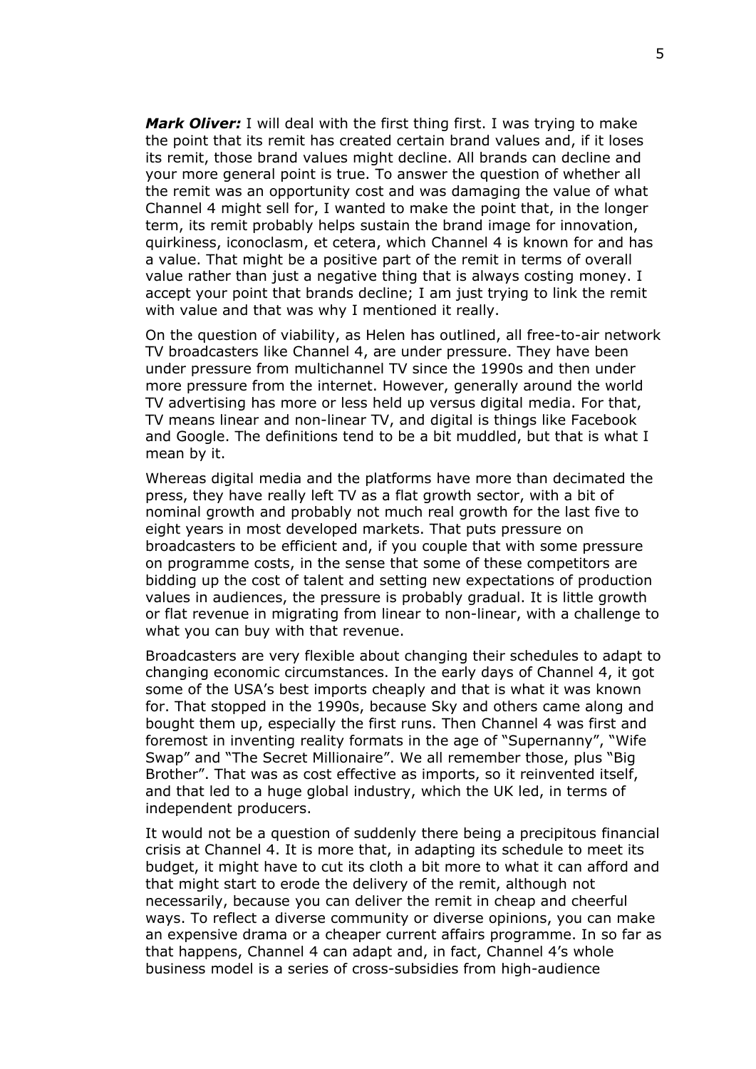***Mark Oliver:*** I will deal with the first thing first. I was trying to make the point that its remit has created certain brand values and, if it loses its remit, those brand values might decline. All brands can decline and your more general point is true. To answer the question of whether all the remit was an opportunity cost and was damaging the value of what Channel 4 might sell for, I wanted to make the point that, in the longer term, its remit probably helps sustain the brand image for innovation, quirkiness, iconoclasm, et cetera, which Channel 4 is known for and has a value. That might be a positive part of the remit in terms of overall value rather than just a negative thing that is always costing money. I accept your point that brands decline; I am just trying to link the remit with value and that was why I mentioned it really.

On the question of viability, as Helen has outlined, all free-to-air network TV broadcasters like Channel 4, are under pressure. They have been under pressure from multichannel TV since the 1990s and then under more pressure from the internet. However, generally around the world TV advertising has more or less held up versus digital media. For that, TV means linear and non-linear TV, and digital is things like Facebook and Google. The definitions tend to be a bit muddled, but that is what I mean by it.

Whereas digital media and the platforms have more than decimated the press, they have really left TV as a flat growth sector, with a bit of nominal growth and probably not much real growth for the last five to eight years in most developed markets. That puts pressure on broadcasters to be efficient and, if you couple that with some pressure on programme costs, in the sense that some of these competitors are bidding up the cost of talent and setting new expectations of production values in audiences, the pressure is probably gradual. It is little growth or flat revenue in migrating from linear to non-linear, with a challenge to what you can buy with that revenue.

Broadcasters are very flexible about changing their schedules to adapt to changing economic circumstances. In the early days of Channel 4, it got some of the USA's best imports cheaply and that is what it was known for. That stopped in the 1990s, because Sky and others came along and bought them up, especially the first runs. Then Channel 4 was first and foremost in inventing reality formats in the age of "Supernanny", "Wife Swap" and "The Secret Millionaire". We all remember those, plus "Big Brother". That was as cost effective as imports, so it reinvented itself, and that led to a huge global industry, which the UK led, in terms of independent producers.

It would not be a question of suddenly there being a precipitous financial crisis at Channel 4. It is more that, in adapting its schedule to meet its budget, it might have to cut its cloth a bit more to what it can afford and that might start to erode the delivery of the remit, although not necessarily, because you can deliver the remit in cheap and cheerful ways. To reflect a diverse community or diverse opinions, you can make an expensive drama or a cheaper current affairs programme. In so far as that happens, Channel 4 can adapt and, in fact, Channel 4's whole business model is a series of cross-subsidies from high-audience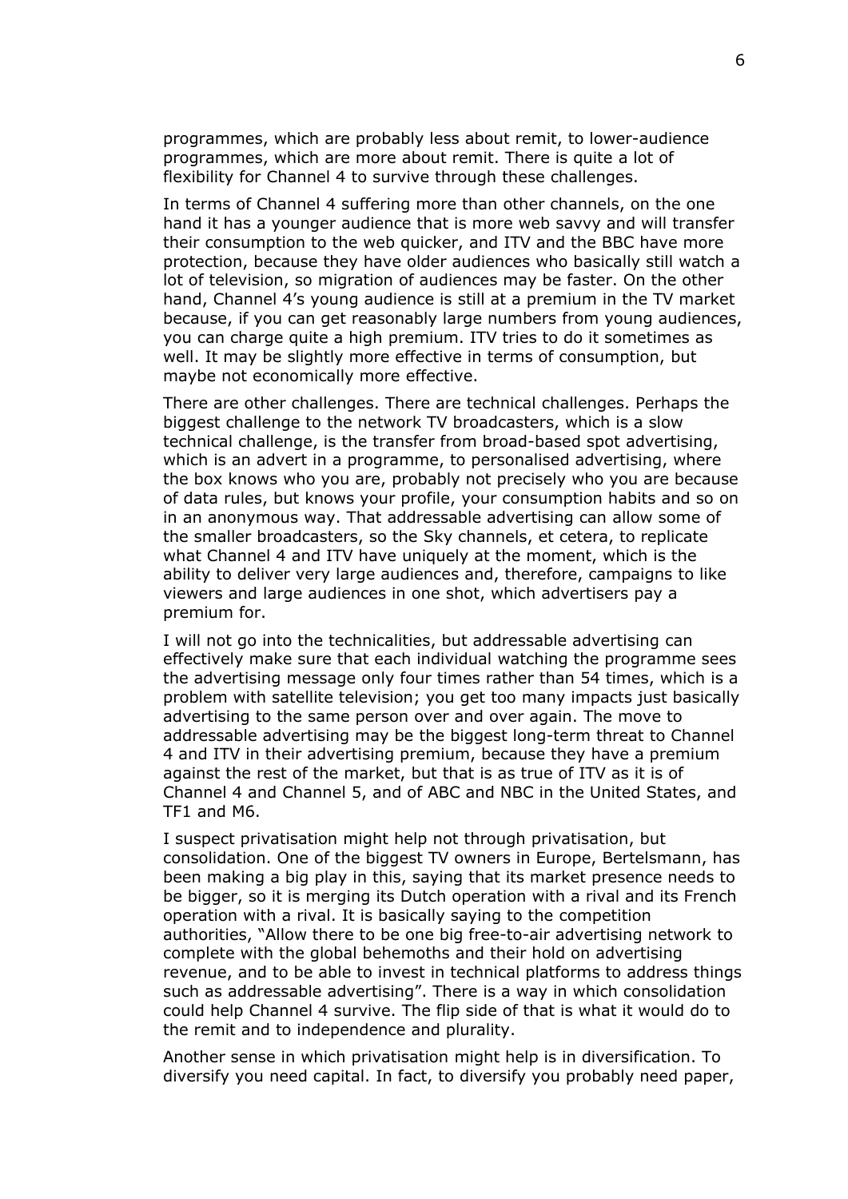programmes, which are probably less about remit, to lower-audience programmes, which are more about remit. There is quite a lot of flexibility for Channel 4 to survive through these challenges.

In terms of Channel 4 suffering more than other channels, on the one hand it has a younger audience that is more web savvy and will transfer their consumption to the web quicker, and ITV and the BBC have more protection, because they have older audiences who basically still watch a lot of television, so migration of audiences may be faster. On the other hand, Channel 4's young audience is still at a premium in the TV market because, if you can get reasonably large numbers from young audiences, you can charge quite a high premium. ITV tries to do it sometimes as well. It may be slightly more effective in terms of consumption, but maybe not economically more effective.

There are other challenges. There are technical challenges. Perhaps the biggest challenge to the network TV broadcasters, which is a slow technical challenge, is the transfer from broad-based spot advertising, which is an advert in a programme, to personalised advertising, where the box knows who you are, probably not precisely who you are because of data rules, but knows your profile, your consumption habits and so on in an anonymous way. That addressable advertising can allow some of the smaller broadcasters, so the Sky channels, et cetera, to replicate what Channel 4 and ITV have uniquely at the moment, which is the ability to deliver very large audiences and, therefore, campaigns to like viewers and large audiences in one shot, which advertisers pay a premium for.

I will not go into the technicalities, but addressable advertising can effectively make sure that each individual watching the programme sees the advertising message only four times rather than 54 times, which is a problem with satellite television; you get too many impacts just basically advertising to the same person over and over again. The move to addressable advertising may be the biggest long-term threat to Channel 4 and ITV in their advertising premium, because they have a premium against the rest of the market, but that is as true of ITV as it is of Channel 4 and Channel 5, and of ABC and NBC in the United States, and TF1 and M6.

I suspect privatisation might help not through privatisation, but consolidation. One of the biggest TV owners in Europe, Bertelsmann, has been making a big play in this, saying that its market presence needs to be bigger, so it is merging its Dutch operation with a rival and its French operation with a rival. It is basically saying to the competition authorities, "Allow there to be one big free-to-air advertising network to complete with the global behemoths and their hold on advertising revenue, and to be able to invest in technical platforms to address things such as addressable advertising". There is a way in which consolidation could help Channel 4 survive. The flip side of that is what it would do to the remit and to independence and plurality.

Another sense in which privatisation might help is in diversification. To diversify you need capital. In fact, to diversify you probably need paper,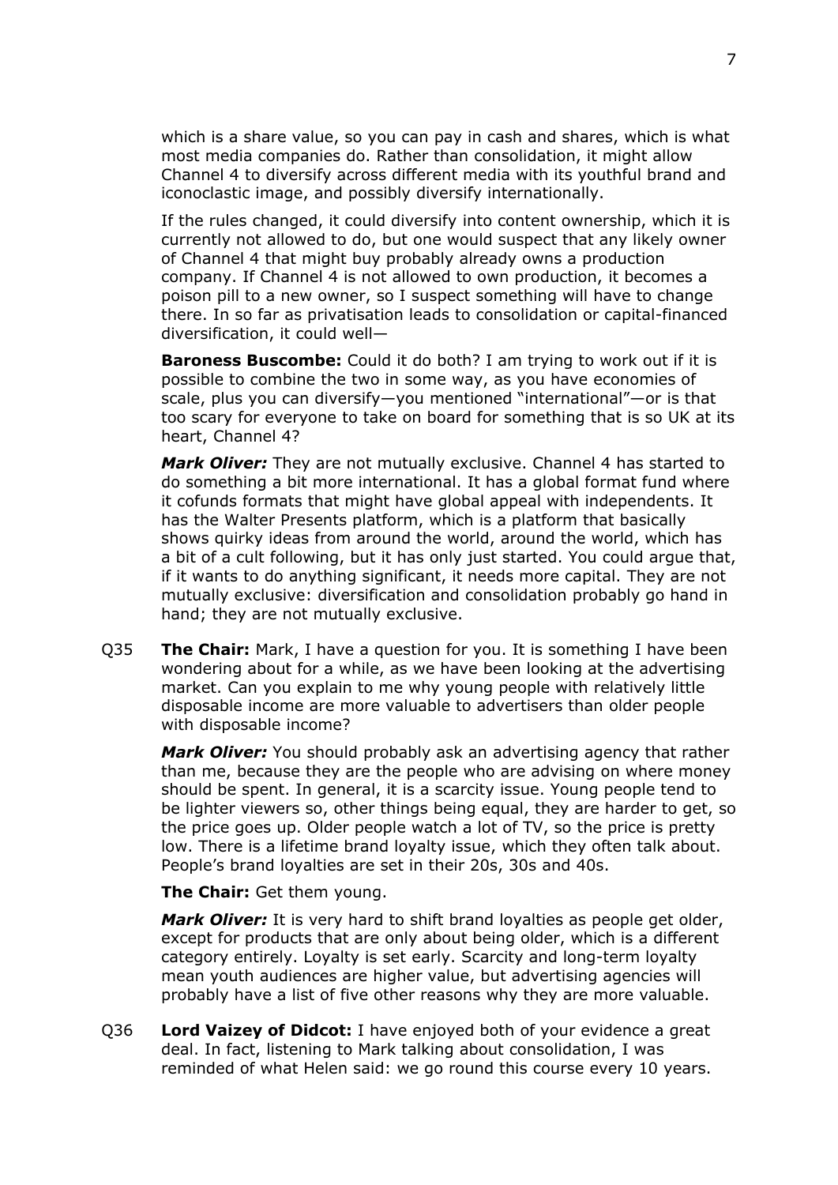which is a share value, so you can pay in cash and shares, which is what most media companies do. Rather than consolidation, it might allow Channel 4 to diversify across different media with its youthful brand and iconoclastic image, and possibly diversify internationally.

If the rules changed, it could diversify into content ownership, which it is currently not allowed to do, but one would suspect that any likely owner of Channel 4 that might buy probably already owns a production company. If Channel 4 is not allowed to own production, it becomes a poison pill to a new owner, so I suspect something will have to change there. In so far as privatisation leads to consolidation or capital-financed diversification, it could well—

**Baroness Buscombe:** Could it do both? I am trying to work out if it is possible to combine the two in some way, as you have economies of scale, plus you can diversify—you mentioned "international"—or is that too scary for everyone to take on board for something that is so UK at its heart, Channel 4?

***Mark Oliver:*** They are not mutually exclusive. Channel 4 has started to do something a bit more international. It has a global format fund where it cofunds formats that might have global appeal with independents. It has the Walter Presents platform, which is a platform that basically shows quirky ideas from around the world, around the world, which has a bit of a cult following, but it has only just started. You could argue that, if it wants to do anything significant, it needs more capital. They are not mutually exclusive: diversification and consolidation probably go hand in hand; they are not mutually exclusive.

Q35 **The Chair:** Mark, I have a question for you. It is something I have been wondering about for a while, as we have been looking at the advertising market. Can you explain to me why young people with relatively little disposable income are more valuable to advertisers than older people with disposable income?

***Mark Oliver:*** You should probably ask an advertising agency that rather than me, because they are the people who are advising on where money should be spent. In general, it is a scarcity issue. Young people tend to be lighter viewers so, other things being equal, they are harder to get, so the price goes up. Older people watch a lot of TV, so the price is pretty low. There is a lifetime brand loyalty issue, which they often talk about. People's brand loyalties are set in their 20s, 30s and 40s.

**The Chair:** Get them young.

***Mark Oliver:*** It is very hard to shift brand loyalties as people get older, except for products that are only about being older, which is a different category entirely. Loyalty is set early. Scarcity and long-term loyalty mean youth audiences are higher value, but advertising agencies will probably have a list of five other reasons why they are more valuable.

Q36 **Lord Vaizey of Didcot:** I have enjoyed both of your evidence a great deal. In fact, listening to Mark talking about consolidation, I was reminded of what Helen said: we go round this course every 10 years.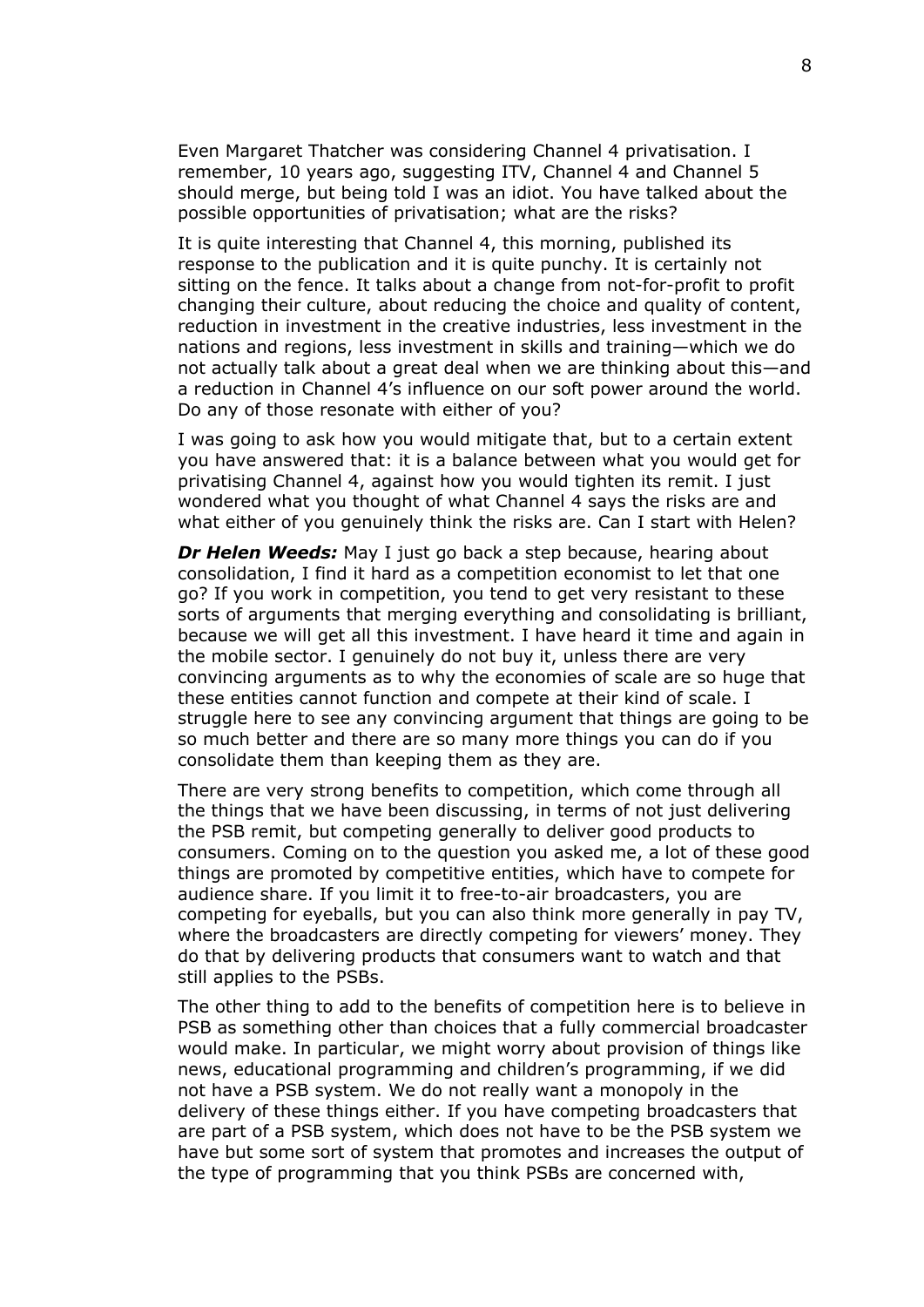Even Margaret Thatcher was considering Channel 4 privatisation. I remember, 10 years ago, suggesting ITV, Channel 4 and Channel 5 should merge, but being told I was an idiot. You have talked about the possible opportunities of privatisation; what are the risks?

It is quite interesting that Channel 4, this morning, published its response to the publication and it is quite punchy. It is certainly not sitting on the fence. It talks about a change from not-for-profit to profit changing their culture, about reducing the choice and quality of content, reduction in investment in the creative industries, less investment in the nations and regions, less investment in skills and training—which we do not actually talk about a great deal when we are thinking about this—and a reduction in Channel 4's influence on our soft power around the world. Do any of those resonate with either of you?

I was going to ask how you would mitigate that, but to a certain extent you have answered that: it is a balance between what you would get for privatising Channel 4, against how you would tighten its remit. I just wondered what you thought of what Channel 4 says the risks are and what either of you genuinely think the risks are. Can I start with Helen?

***Dr Helen Weeds:*** May I just go back a step because, hearing about consolidation, I find it hard as a competition economist to let that one go? If you work in competition, you tend to get very resistant to these sorts of arguments that merging everything and consolidating is brilliant, because we will get all this investment. I have heard it time and again in the mobile sector. I genuinely do not buy it, unless there are very convincing arguments as to why the economies of scale are so huge that these entities cannot function and compete at their kind of scale. I struggle here to see any convincing argument that things are going to be so much better and there are so many more things you can do if you consolidate them than keeping them as they are.

There are very strong benefits to competition, which come through all the things that we have been discussing, in terms of not just delivering the PSB remit, but competing generally to deliver good products to consumers. Coming on to the question you asked me, a lot of these good things are promoted by competitive entities, which have to compete for audience share. If you limit it to free-to-air broadcasters, you are competing for eyeballs, but you can also think more generally in pay TV, where the broadcasters are directly competing for viewers' money. They do that by delivering products that consumers want to watch and that still applies to the PSBs.

The other thing to add to the benefits of competition here is to believe in PSB as something other than choices that a fully commercial broadcaster would make. In particular, we might worry about provision of things like news, educational programming and children's programming, if we did not have a PSB system. We do not really want a monopoly in the delivery of these things either. If you have competing broadcasters that are part of a PSB system, which does not have to be the PSB system we have but some sort of system that promotes and increases the output of the type of programming that you think PSBs are concerned with,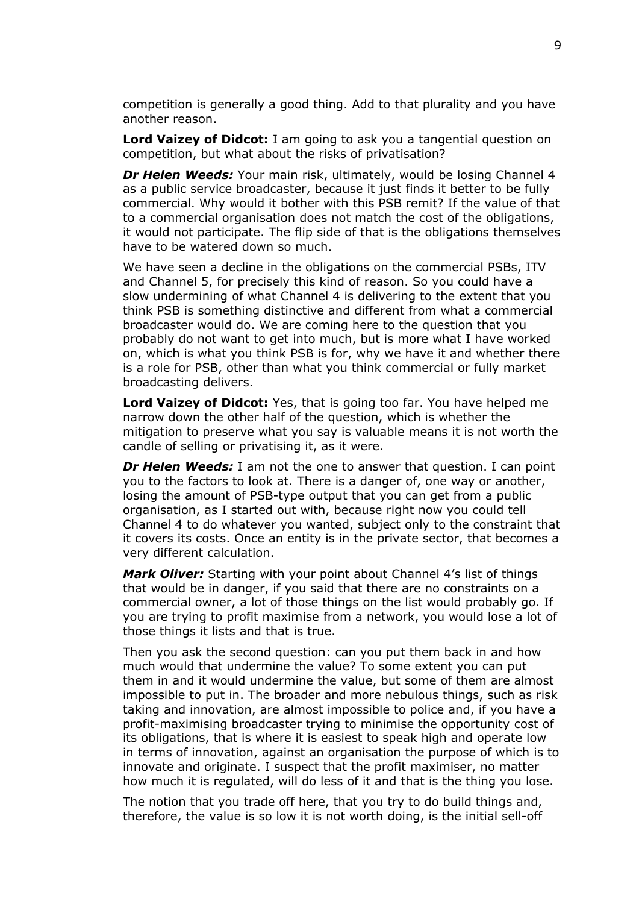competition is generally a good thing. Add to that plurality and you have another reason.

**Lord Vaizey of Didcot:** I am going to ask you a tangential question on competition, but what about the risks of privatisation?

***Dr Helen Weeds:*** Your main risk, ultimately, would be losing Channel 4 as a public service broadcaster, because it just finds it better to be fully commercial. Why would it bother with this PSB remit? If the value of that to a commercial organisation does not match the cost of the obligations, it would not participate. The flip side of that is the obligations themselves have to be watered down so much.

We have seen a decline in the obligations on the commercial PSBs, ITV and Channel 5, for precisely this kind of reason. So you could have a slow undermining of what Channel 4 is delivering to the extent that you think PSB is something distinctive and different from what a commercial broadcaster would do. We are coming here to the question that you probably do not want to get into much, but is more what I have worked on, which is what you think PSB is for, why we have it and whether there is a role for PSB, other than what you think commercial or fully market broadcasting delivers.

**Lord Vaizey of Didcot:** Yes, that is going too far. You have helped me narrow down the other half of the question, which is whether the mitigation to preserve what you say is valuable means it is not worth the candle of selling or privatising it, as it were.

***Dr Helen Weeds:*** I am not the one to answer that question. I can point you to the factors to look at. There is a danger of, one way or another, losing the amount of PSB-type output that you can get from a public organisation, as I started out with, because right now you could tell Channel 4 to do whatever you wanted, subject only to the constraint that it covers its costs. Once an entity is in the private sector, that becomes a very different calculation.

***Mark Oliver:*** Starting with your point about Channel 4's list of things that would be in danger, if you said that there are no constraints on a commercial owner, a lot of those things on the list would probably go. If you are trying to profit maximise from a network, you would lose a lot of those things it lists and that is true.

Then you ask the second question: can you put them back in and how much would that undermine the value? To some extent you can put them in and it would undermine the value, but some of them are almost impossible to put in. The broader and more nebulous things, such as risk taking and innovation, are almost impossible to police and, if you have a profit-maximising broadcaster trying to minimise the opportunity cost of its obligations, that is where it is easiest to speak high and operate low in terms of innovation, against an organisation the purpose of which is to innovate and originate. I suspect that the profit maximiser, no matter how much it is regulated, will do less of it and that is the thing you lose.

The notion that you trade off here, that you try to do build things and, therefore, the value is so low it is not worth doing, is the initial sell-off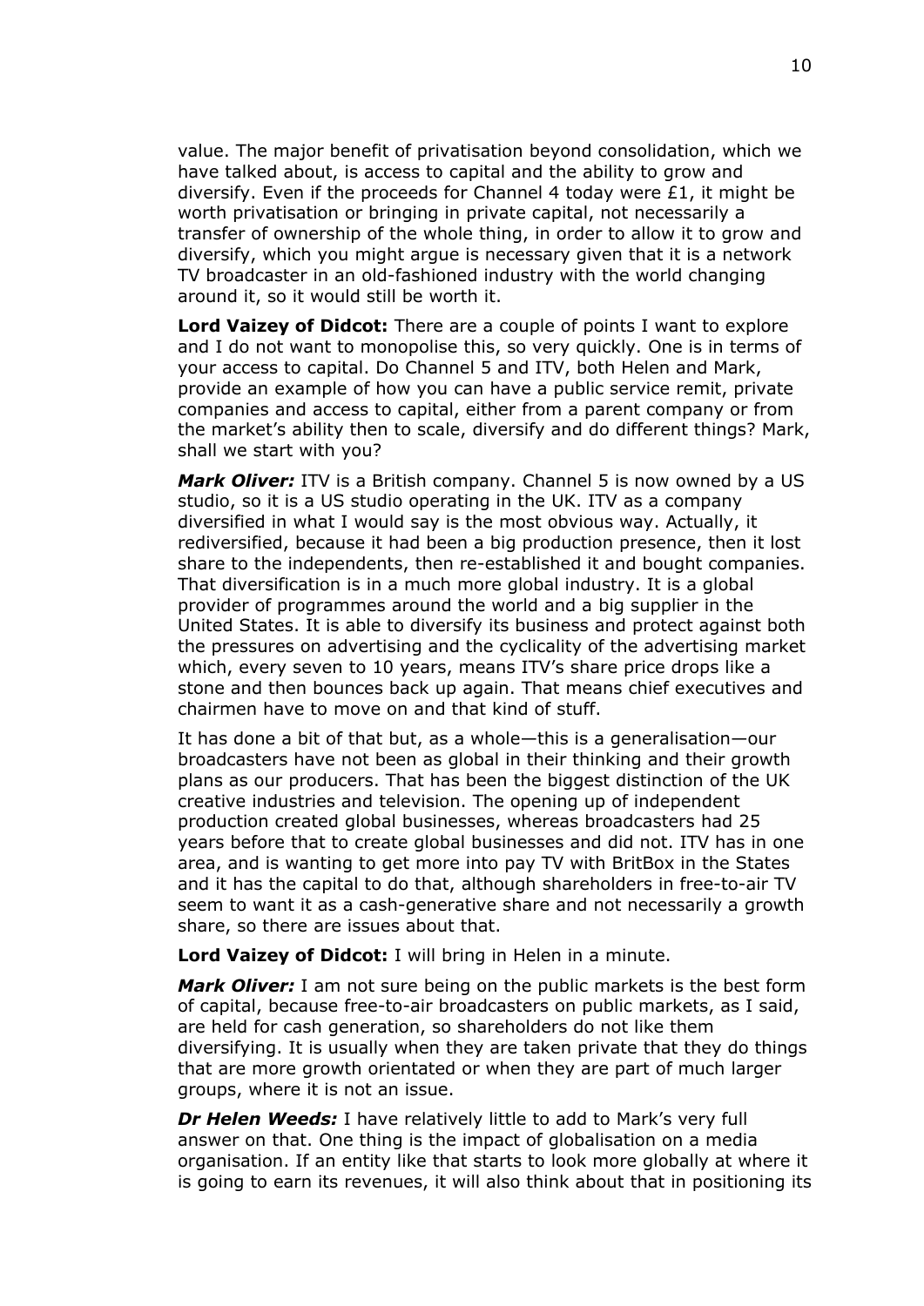value. The major benefit of privatisation beyond consolidation, which we have talked about, is access to capital and the ability to grow and diversify. Even if the proceeds for Channel 4 today were £1, it might be worth privatisation or bringing in private capital, not necessarily a transfer of ownership of the whole thing, in order to allow it to grow and diversify, which you might argue is necessary given that it is a network TV broadcaster in an old-fashioned industry with the world changing around it, so it would still be worth it.

**Lord Vaizey of Didcot:** There are a couple of points I want to explore and I do not want to monopolise this, so very quickly. One is in terms of your access to capital. Do Channel 5 and ITV, both Helen and Mark, provide an example of how you can have a public service remit, private companies and access to capital, either from a parent company or from the market's ability then to scale, diversify and do different things? Mark, shall we start with you?

***Mark Oliver:*** ITV is a British company. Channel 5 is now owned by a US studio, so it is a US studio operating in the UK. ITV as a company diversified in what I would say is the most obvious way. Actually, it rediversified, because it had been a big production presence, then it lost share to the independents, then re-established it and bought companies. That diversification is in a much more global industry. It is a global provider of programmes around the world and a big supplier in the United States. It is able to diversify its business and protect against both the pressures on advertising and the cyclicality of the advertising market which, every seven to 10 years, means ITV's share price drops like a stone and then bounces back up again. That means chief executives and chairmen have to move on and that kind of stuff.

It has done a bit of that but, as a whole—this is a generalisation—our broadcasters have not been as global in their thinking and their growth plans as our producers. That has been the biggest distinction of the UK creative industries and television. The opening up of independent production created global businesses, whereas broadcasters had 25 years before that to create global businesses and did not. ITV has in one area, and is wanting to get more into pay TV with BritBox in the States and it has the capital to do that, although shareholders in free-to-air TV seem to want it as a cash-generative share and not necessarily a growth share, so there are issues about that.

**Lord Vaizey of Didcot:** I will bring in Helen in a minute.

***Mark Oliver:*** I am not sure being on the public markets is the best form of capital, because free-to-air broadcasters on public markets, as I said, are held for cash generation, so shareholders do not like them diversifying. It is usually when they are taken private that they do things that are more growth orientated or when they are part of much larger groups, where it is not an issue.

***Dr Helen Weeds:*** I have relatively little to add to Mark's very full answer on that. One thing is the impact of globalisation on a media organisation. If an entity like that starts to look more globally at where it is going to earn its revenues, it will also think about that in positioning its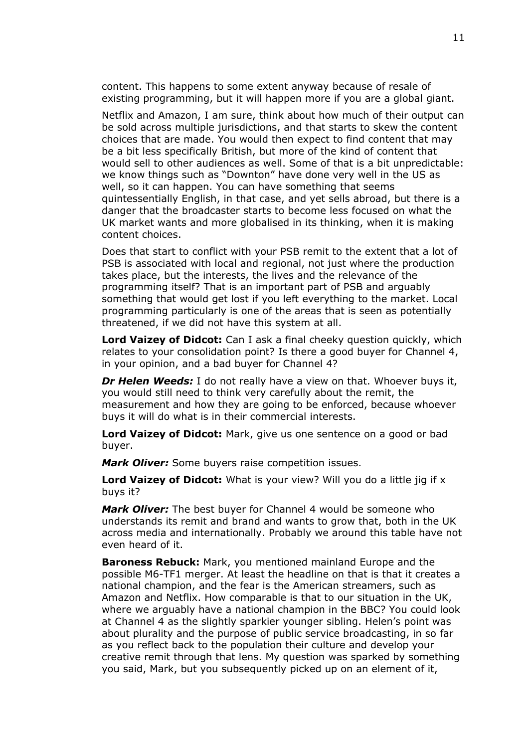content. This happens to some extent anyway because of resale of existing programming, but it will happen more if you are a global giant.

Netflix and Amazon, I am sure, think about how much of their output can be sold across multiple jurisdictions, and that starts to skew the content choices that are made. You would then expect to find content that may be a bit less specifically British, but more of the kind of content that would sell to other audiences as well. Some of that is a bit unpredictable: we know things such as "Downton" have done very well in the US as well, so it can happen. You can have something that seems quintessentially English, in that case, and yet sells abroad, but there is a danger that the broadcaster starts to become less focused on what the UK market wants and more globalised in its thinking, when it is making content choices.

Does that start to conflict with your PSB remit to the extent that a lot of PSB is associated with local and regional, not just where the production takes place, but the interests, the lives and the relevance of the programming itself? That is an important part of PSB and arguably something that would get lost if you left everything to the market. Local programming particularly is one of the areas that is seen as potentially threatened, if we did not have this system at all.

**Lord Vaizey of Didcot:** Can I ask a final cheeky question quickly, which relates to your consolidation point? Is there a good buyer for Channel 4, in your opinion, and a bad buyer for Channel 4?

***Dr Helen Weeds:*** I do not really have a view on that. Whoever buys it, you would still need to think very carefully about the remit, the measurement and how they are going to be enforced, because whoever buys it will do what is in their commercial interests.

**Lord Vaizey of Didcot:** Mark, give us one sentence on a good or bad buyer.

***Mark Oliver:*** Some buyers raise competition issues.

**Lord Vaizey of Didcot:** What is your view? Will you do a little jig if x buys it?

***Mark Oliver:*** The best buyer for Channel 4 would be someone who understands its remit and brand and wants to grow that, both in the UK across media and internationally. Probably we around this table have not even heard of it.

**Baroness Rebuck:** Mark, you mentioned mainland Europe and the possible M6-TF1 merger. At least the headline on that is that it creates a national champion, and the fear is the American streamers, such as Amazon and Netflix. How comparable is that to our situation in the UK, where we arguably have a national champion in the BBC? You could look at Channel 4 as the slightly sparkier younger sibling. Helen's point was about plurality and the purpose of public service broadcasting, in so far as you reflect back to the population their culture and develop your creative remit through that lens. My question was sparked by something you said, Mark, but you subsequently picked up on an element of it,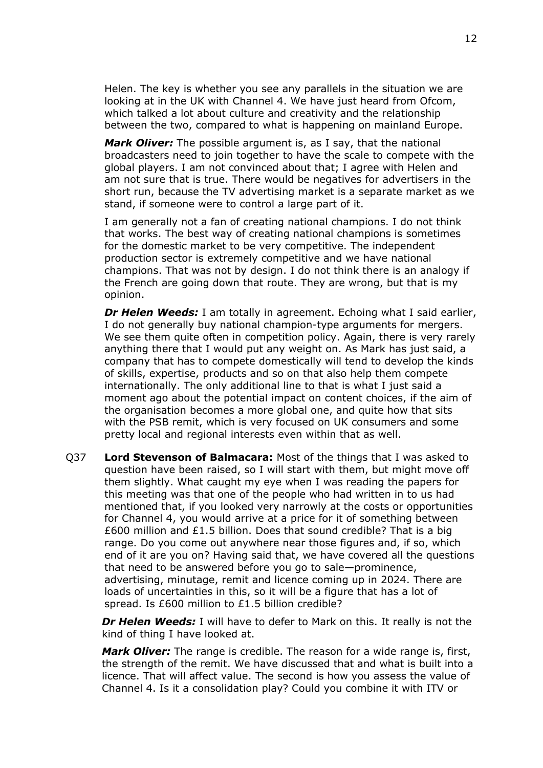Helen. The key is whether you see any parallels in the situation we are looking at in the UK with Channel 4. We have just heard from Ofcom, which talked a lot about culture and creativity and the relationship between the two, compared to what is happening on mainland Europe.

***Mark Oliver:*** The possible argument is, as I say, that the national broadcasters need to join together to have the scale to compete with the global players. I am not convinced about that; I agree with Helen and am not sure that is true. There would be negatives for advertisers in the short run, because the TV advertising market is a separate market as we stand, if someone were to control a large part of it.

I am generally not a fan of creating national champions. I do not think that works. The best way of creating national champions is sometimes for the domestic market to be very competitive. The independent production sector is extremely competitive and we have national champions. That was not by design. I do not think there is an analogy if the French are going down that route. They are wrong, but that is my opinion.

***Dr Helen Weeds:*** I am totally in agreement. Echoing what I said earlier, I do not generally buy national champion-type arguments for mergers. We see them quite often in competition policy. Again, there is very rarely anything there that I would put any weight on. As Mark has just said, a company that has to compete domestically will tend to develop the kinds of skills, expertise, products and so on that also help them compete internationally. The only additional line to that is what I just said a moment ago about the potential impact on content choices, if the aim of the organisation becomes a more global one, and quite how that sits with the PSB remit, which is very focused on UK consumers and some pretty local and regional interests even within that as well.

Q37 **Lord Stevenson of Balmacara:** Most of the things that I was asked to question have been raised, so I will start with them, but might move off them slightly. What caught my eye when I was reading the papers for this meeting was that one of the people who had written in to us had mentioned that, if you looked very narrowly at the costs or opportunities for Channel 4, you would arrive at a price for it of something between £600 million and £1.5 billion. Does that sound credible? That is a big range. Do you come out anywhere near those figures and, if so, which end of it are you on? Having said that, we have covered all the questions that need to be answered before you go to sale—prominence, advertising, minutage, remit and licence coming up in 2024. There are loads of uncertainties in this, so it will be a figure that has a lot of spread. Is £600 million to £1.5 billion credible?

***Dr Helen Weeds:*** I will have to defer to Mark on this. It really is not the kind of thing I have looked at.

***Mark Oliver:*** The range is credible. The reason for a wide range is, first, the strength of the remit. We have discussed that and what is built into a licence. That will affect value. The second is how you assess the value of Channel 4. Is it a consolidation play? Could you combine it with ITV or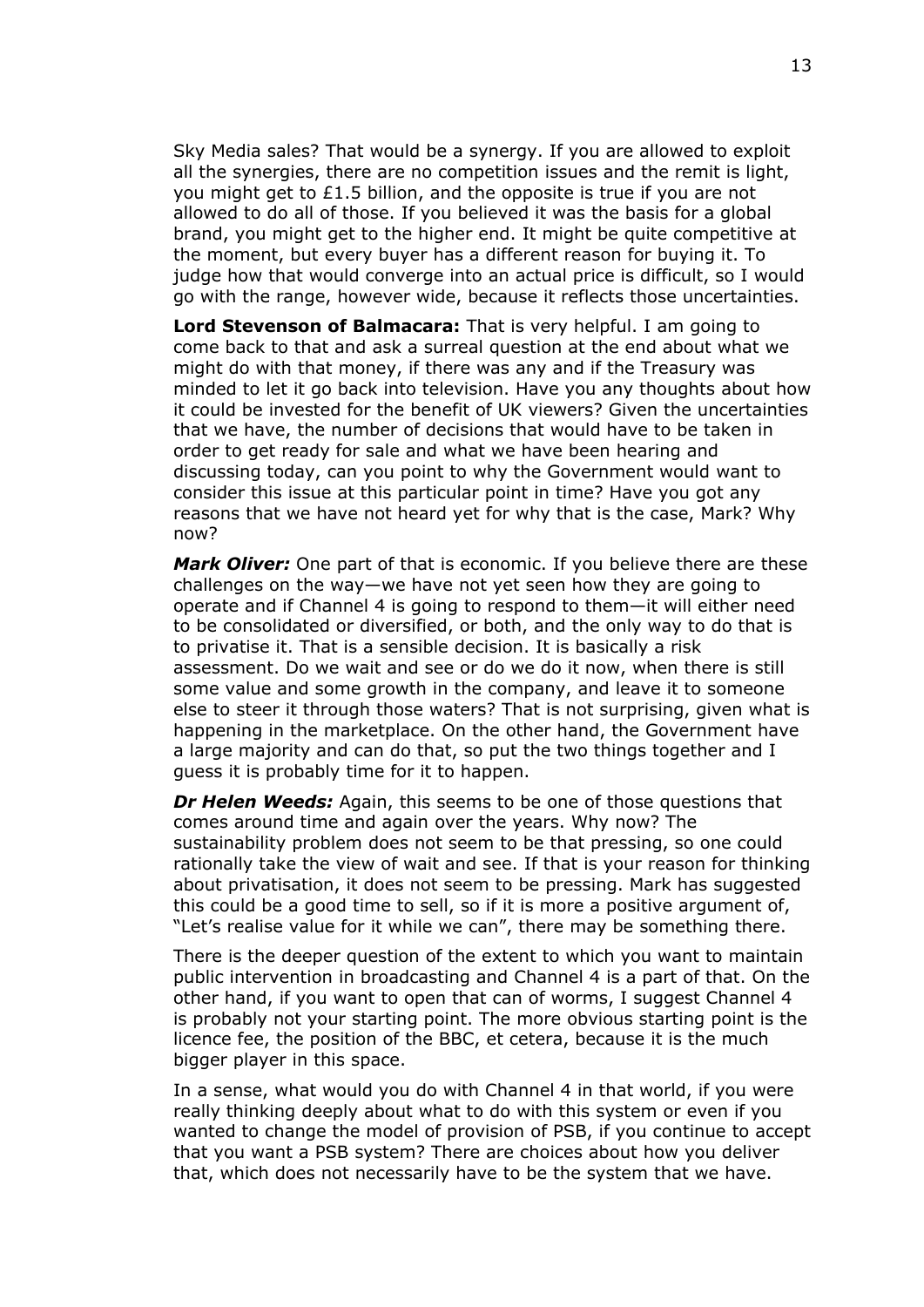Sky Media sales? That would be a synergy. If you are allowed to exploit all the synergies, there are no competition issues and the remit is light, you might get to £1.5 billion, and the opposite is true if you are not allowed to do all of those. If you believed it was the basis for a global brand, you might get to the higher end. It might be quite competitive at the moment, but every buyer has a different reason for buying it. To judge how that would converge into an actual price is difficult, so I would go with the range, however wide, because it reflects those uncertainties.

**Lord Stevenson of Balmacara:** That is very helpful. I am going to come back to that and ask a surreal question at the end about what we might do with that money, if there was any and if the Treasury was minded to let it go back into television. Have you any thoughts about how it could be invested for the benefit of UK viewers? Given the uncertainties that we have, the number of decisions that would have to be taken in order to get ready for sale and what we have been hearing and discussing today, can you point to why the Government would want to consider this issue at this particular point in time? Have you got any reasons that we have not heard yet for why that is the case, Mark? Why now?

***Mark Oliver:*** One part of that is economic. If you believe there are these challenges on the way—we have not yet seen how they are going to operate and if Channel 4 is going to respond to them—it will either need to be consolidated or diversified, or both, and the only way to do that is to privatise it. That is a sensible decision. It is basically a risk assessment. Do we wait and see or do we do it now, when there is still some value and some growth in the company, and leave it to someone else to steer it through those waters? That is not surprising, given what is happening in the marketplace. On the other hand, the Government have a large majority and can do that, so put the two things together and I guess it is probably time for it to happen.

***Dr Helen Weeds:*** Again, this seems to be one of those questions that comes around time and again over the years. Why now? The sustainability problem does not seem to be that pressing, so one could rationally take the view of wait and see. If that is your reason for thinking about privatisation, it does not seem to be pressing. Mark has suggested this could be a good time to sell, so if it is more a positive argument of, "Let's realise value for it while we can", there may be something there.

There is the deeper question of the extent to which you want to maintain public intervention in broadcasting and Channel 4 is a part of that. On the other hand, if you want to open that can of worms, I suggest Channel 4 is probably not your starting point. The more obvious starting point is the licence fee, the position of the BBC, et cetera, because it is the much bigger player in this space.

In a sense, what would you do with Channel 4 in that world, if you were really thinking deeply about what to do with this system or even if you wanted to change the model of provision of PSB, if you continue to accept that you want a PSB system? There are choices about how you deliver that, which does not necessarily have to be the system that we have.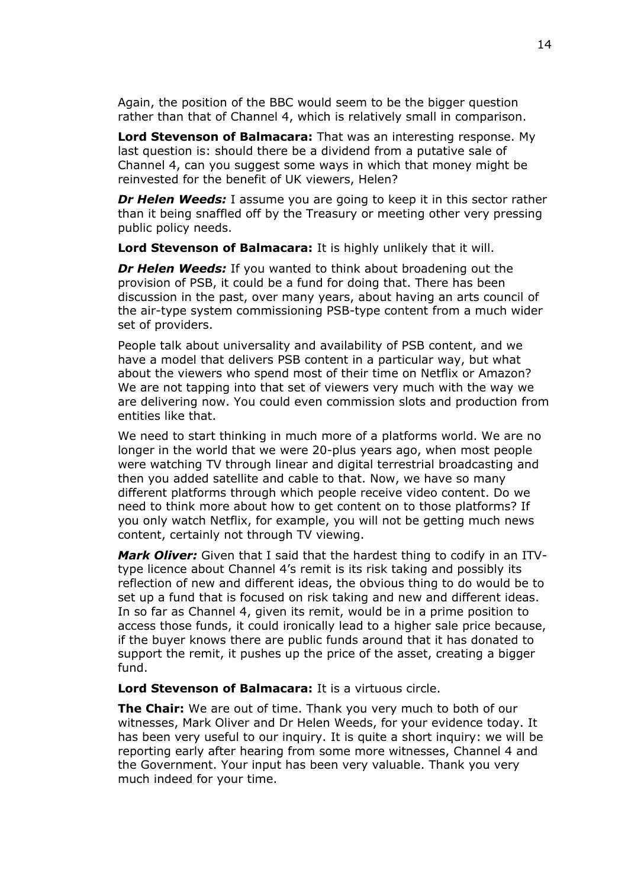Again, the position of the BBC would seem to be the bigger question rather than that of Channel 4, which is relatively small in comparison.

**Lord Stevenson of Balmacara:** That was an interesting response. My last question is: should there be a dividend from a putative sale of Channel 4, can you suggest some ways in which that money might be reinvested for the benefit of UK viewers, Helen?

***Dr Helen Weeds:*** I assume you are going to keep it in this sector rather than it being snaffled off by the Treasury or meeting other very pressing public policy needs.

**Lord Stevenson of Balmacara:** It is highly unlikely that it will.

***Dr Helen Weeds:*** If you wanted to think about broadening out the provision of PSB, it could be a fund for doing that. There has been discussion in the past, over many years, about having an arts council of the air-type system commissioning PSB-type content from a much wider set of providers.

People talk about universality and availability of PSB content, and we have a model that delivers PSB content in a particular way, but what about the viewers who spend most of their time on Netflix or Amazon? We are not tapping into that set of viewers very much with the way we are delivering now. You could even commission slots and production from entities like that.

We need to start thinking in much more of a platforms world. We are no longer in the world that we were 20-plus years ago, when most people were watching TV through linear and digital terrestrial broadcasting and then you added satellite and cable to that. Now, we have so many different platforms through which people receive video content. Do we need to think more about how to get content on to those platforms? If you only watch Netflix, for example, you will not be getting much news content, certainly not through TV viewing.

***Mark Oliver:*** Given that I said that the hardest thing to codify in an ITV-type licence about Channel 4's remit is its risk taking and possibly its reflection of new and different ideas, the obvious thing to do would be to set up a fund that is focused on risk taking and new and different ideas. In so far as Channel 4, given its remit, would be in a prime position to access those funds, it could ironically lead to a higher sale price because, if the buyer knows there are public funds around that it has donated to support the remit, it pushes up the price of the asset, creating a bigger fund.

**Lord Stevenson of Balmacara:** It is a virtuous circle.

**The Chair:** We are out of time. Thank you very much to both of our witnesses, Mark Oliver and Dr Helen Weeds, for your evidence today. It has been very useful to our inquiry. It is quite a short inquiry: we will be reporting early after hearing from some more witnesses, Channel 4 and the Government. Your input has been very valuable. Thank you very much indeed for your time.